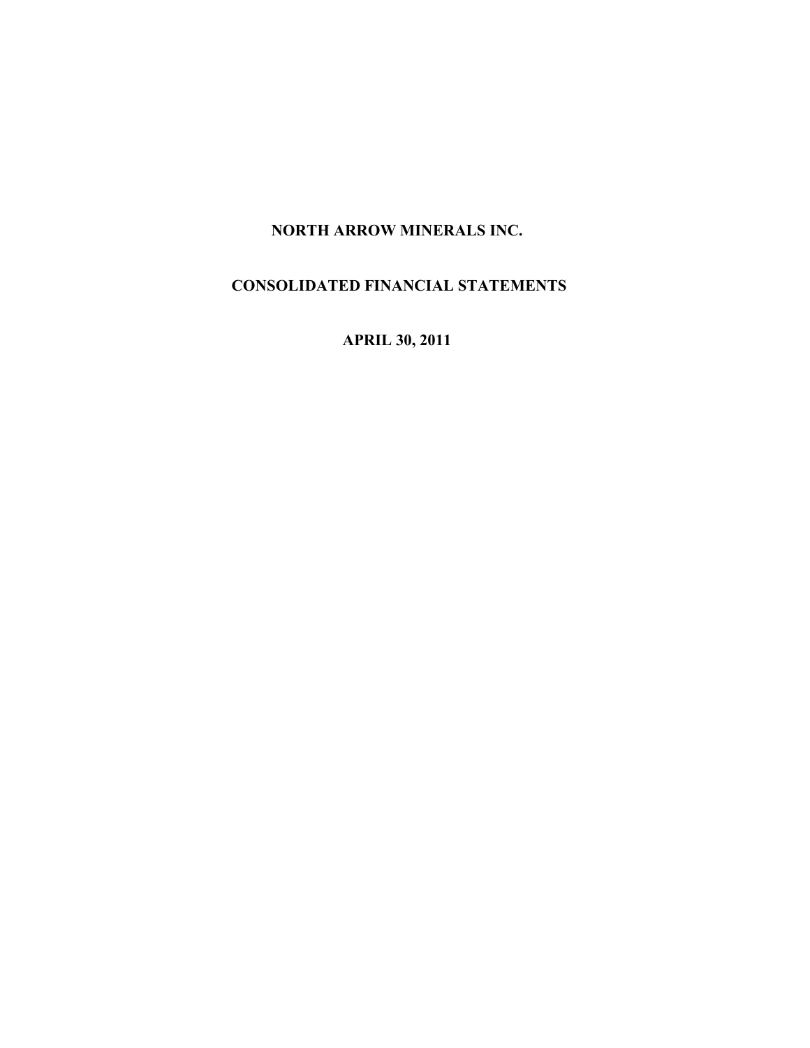# NORTH ARROW MINERALS INC.

## CONSOLIDATED FINANCIAL STATEMENTS

## APRIL 30, 2011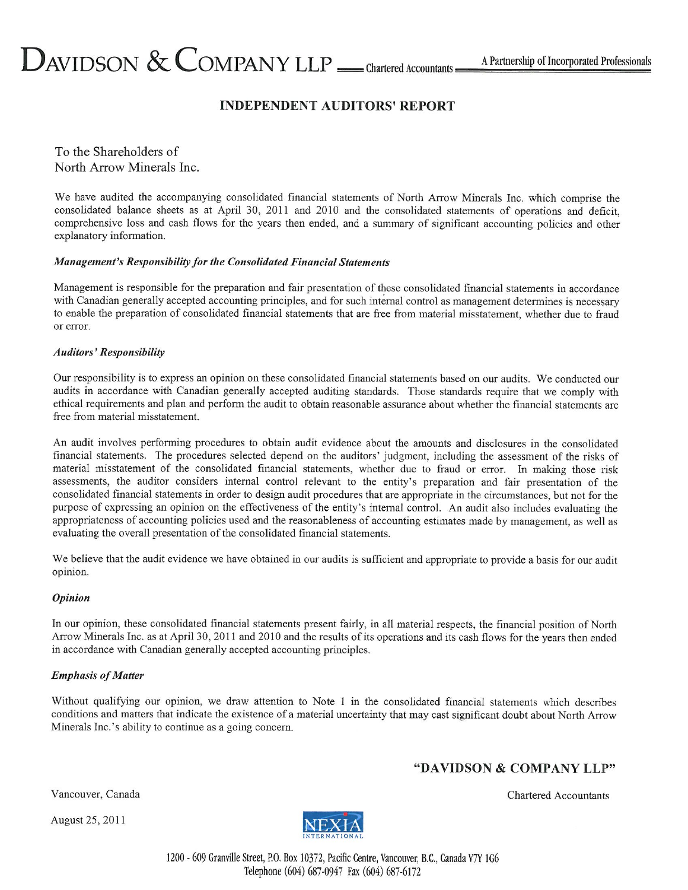# DAVIDSON & COMPANY LLP — Chartered Accountants — A Partnership of Incorporated Professionals

## INDEPENDENT AUDITORS' REPORT

To the Shareholders of
North Arrow Minerals Inc.

We have audited the accompanying consolidated financial statements of North Arrow Minerals Inc. which comprise the consolidated balance sheets as at April 30, 2011 and 2010 and the consolidated statements of operations and deficit, comprehensive loss and cash flows for the years then ended, and a summary of significant accounting policies and other explanatory information.

***Management's Responsibility for the Consolidated Financial Statements***

Management is responsible for the preparation and fair presentation of these consolidated financial statements in accordance with Canadian generally accepted accounting principles, and for such internal control as management determines is necessary to enable the preparation of consolidated financial statements that are free from material misstatement, whether due to fraud or error.

***Auditors' Responsibility***

Our responsibility is to express an opinion on these consolidated financial statements based on our audits. We conducted our audits in accordance with Canadian generally accepted auditing standards. Those standards require that we comply with ethical requirements and plan and perform the audit to obtain reasonable assurance about whether the financial statements are free from material misstatement.

An audit involves performing procedures to obtain audit evidence about the amounts and disclosures in the consolidated financial statements. The procedures selected depend on the auditors' judgment, including the assessment of the risks of material misstatement of the consolidated financial statements, whether due to fraud or error. In making those risk assessments, the auditor considers internal control relevant to the entity's preparation and fair presentation of the consolidated financial statements in order to design audit procedures that are appropriate in the circumstances, but not for the purpose of expressing an opinion on the effectiveness of the entity's internal control. An audit also includes evaluating the appropriateness of accounting policies used and the reasonableness of accounting estimates made by management, as well as evaluating the overall presentation of the consolidated financial statements.

We believe that the audit evidence we have obtained in our audits is sufficient and appropriate to provide a basis for our audit opinion.

***Opinion***

In our opinion, these consolidated financial statements present fairly, in all material respects, the financial position of North Arrow Minerals Inc. as at April 30, 2011 and 2010 and the results of its operations and its cash flows for the years then ended in accordance with Canadian generally accepted accounting principles.

***Emphasis of Matter***

Without qualifying our opinion, we draw attention to Note 1 in the consolidated financial statements which describes conditions and matters that indicate the existence of a material uncertainty that may cast significant doubt about North Arrow Minerals Inc.'s ability to continue as a going concern.

**"DAVIDSON & COMPANY LLP"**

Chartered Accountants

Vancouver, Canada

August 25, 2011

NEXIA INTERNATIONAL

1200 - 609 Granville Street, P.O. Box 10372, Pacific Centre, Vancouver, B.C., Canada V7Y 1G6
Telephone (604) 687-0947 Fax (604) 687-6172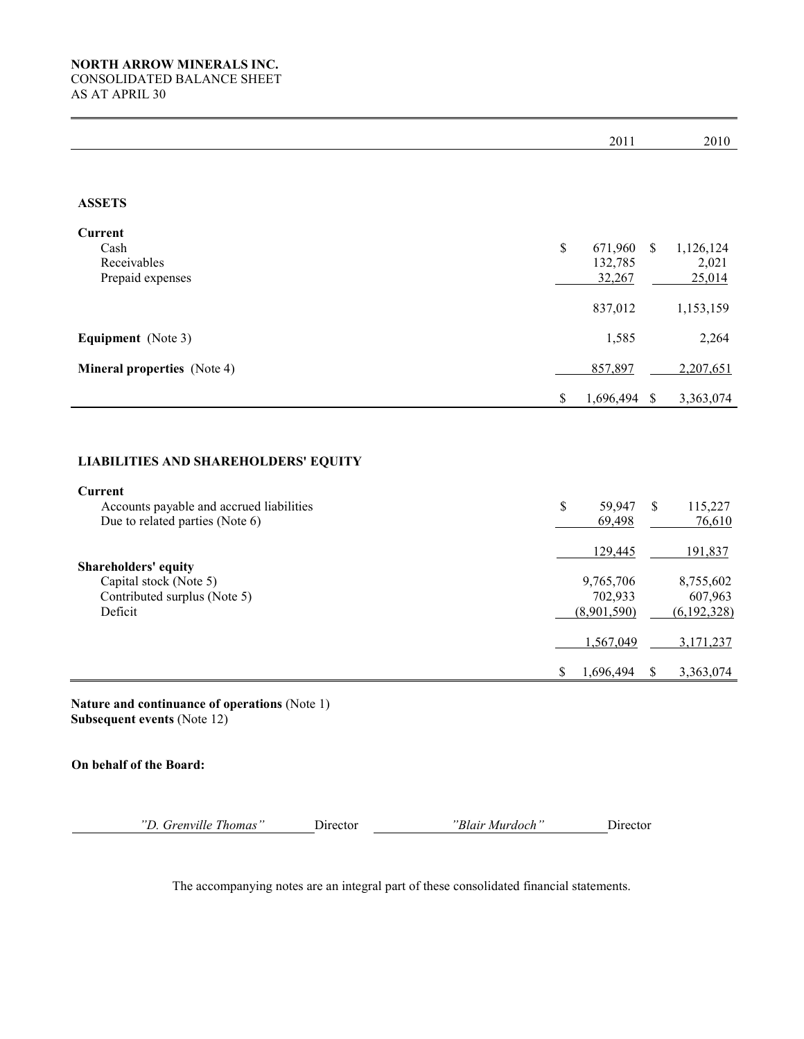**NORTH ARROW MINERALS INC.**
CONSOLIDATED BALANCE SHEET
AS AT APRIL 30

| | 2011 | 2010 |
|---|---|---|
| **ASSETS** | | |
| **Current** | | |
| Cash | $ 671,960 | $ 1,126,124 |
| Receivables | 132,785 | 2,021 |
| Prepaid expenses | 32,267 | 25,014 |
| | 837,012 | 1,153,159 |
| **Equipment** (Note 3) | 1,585 | 2,264 |
| **Mineral properties** (Note 4) | 857,897 | 2,207,651 |
| | $ 1,696,494 | $ 3,363,074 |
| **LIABILITIES AND SHAREHOLDERS' EQUITY** | | |
| **Current** | | |
| Accounts payable and accrued liabilities | $ 59,947 | $ 115,227 |
| Due to related parties (Note 6) | 69,498 | 76,610 |
| | 129,445 | 191,837 |
| **Shareholders' equity** | | |
| Capital stock (Note 5) | 9,765,706 | 8,755,602 |
| Contributed surplus (Note 5) | 702,933 | 607,963 |
| Deficit | (8,901,590) | (6,192,328) |
| | 1,567,049 | 3,171,237 |
| | $ 1,696,494 | $ 3,363,074 |

**Nature and continuance of operations** (Note 1)
**Subsequent events** (Note 12)

**On behalf of the Board:**

*"D. Grenville Thomas"* Director *"Blair Murdoch"* Director

The accompanying notes are an integral part of these consolidated financial statements.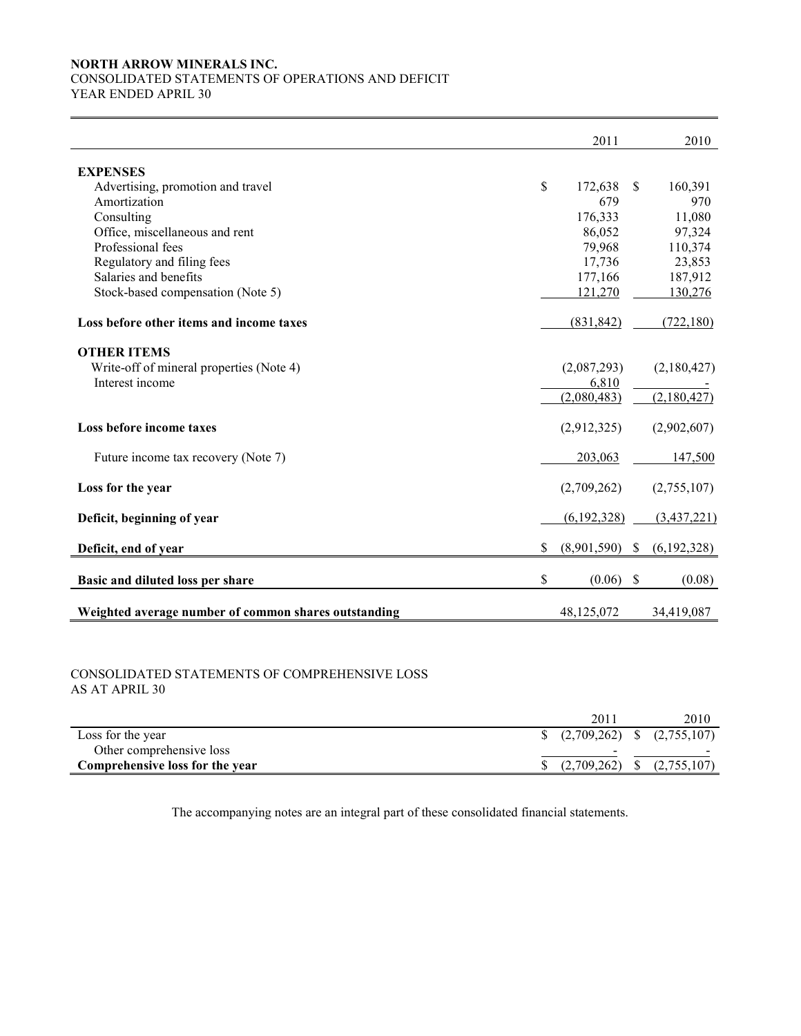**NORTH ARROW MINERALS INC.**
CONSOLIDATED STATEMENTS OF OPERATIONS AND DEFICIT
YEAR ENDED APRIL 30

| | 2011 | 2010 |
|---|---|---|
| **EXPENSES** | | |
| Advertising, promotion and travel | $ 172,638 | $ 160,391 |
| Amortization | 679 | 970 |
| Consulting | 176,333 | 11,080 |
| Office, miscellaneous and rent | 86,052 | 97,324 |
| Professional fees | 79,968 | 110,374 |
| Regulatory and filing fees | 17,736 | 23,853 |
| Salaries and benefits | 177,166 | 187,912 |
| Stock-based compensation (Note 5) | 121,270 | 130,276 |
| **Loss before other items and income taxes** | (831,842) | (722,180) |
| **OTHER ITEMS** | | |
| Write-off of mineral properties (Note 4) | (2,087,293) | (2,180,427) |
| Interest income | 6,810 | - |
| | (2,080,483) | (2,180,427) |
| **Loss before income taxes** | (2,912,325) | (2,902,607) |
| Future income tax recovery (Note 7) | 203,063 | 147,500 |
| **Loss for the year** | (2,709,262) | (2,755,107) |
| **Deficit, beginning of year** | (6,192,328) | (3,437,221) |
| **Deficit, end of year** | $ (8,901,590) | $ (6,192,328) |
| **Basic and diluted loss per share** | $ (0.06) | $ (0.08) |
| **Weighted average number of common shares outstanding** | 48,125,072 | 34,419,087 |

CONSOLIDATED STATEMENTS OF COMPREHENSIVE LOSS
AS AT APRIL 30

| | 2011 | 2010 |
|---|---|---|
| Loss for the year | $ (2,709,262) | $ (2,755,107) |
| Other comprehensive loss | - | - |
| **Comprehensive loss for the year** | $ (2,709,262) | $ (2,755,107) |

The accompanying notes are an integral part of these consolidated financial statements.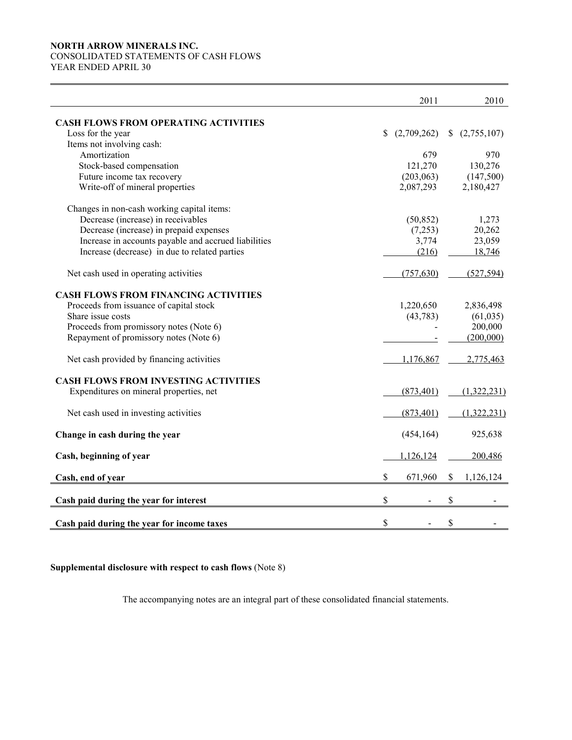**NORTH ARROW MINERALS INC.**
CONSOLIDATED STATEMENTS OF CASH FLOWS
YEAR ENDED APRIL 30

| | 2011 | 2010 |
|---|---|---|
| **CASH FLOWS FROM OPERATING ACTIVITIES** | | |
| Loss for the year | $ (2,709,262) | $ (2,755,107) |
| Items not involving cash: | | |
| Amortization | 679 | 970 |
| Stock-based compensation | 121,270 | 130,276 |
| Future income tax recovery | (203,063) | (147,500) |
| Write-off of mineral properties | 2,087,293 | 2,180,427 |
| Changes in non-cash working capital items: | | |
| Decrease (increase) in receivables | (50,852) | 1,273 |
| Decrease (increase) in prepaid expenses | (7,253) | 20,262 |
| Increase in accounts payable and accrued liabilities | 3,774 | 23,059 |
| Increase (decrease) in due to related parties | (216) | 18,746 |
| Net cash used in operating activities | (757,630) | (527,594) |
| **CASH FLOWS FROM FINANCING ACTIVITIES** | | |
| Proceeds from issuance of capital stock | 1,220,650 | 2,836,498 |
| Share issue costs | (43,783) | (61,035) |
| Proceeds from promissory notes (Note 6) | - | 200,000 |
| Repayment of promissory notes (Note 6) | - | (200,000) |
| Net cash provided by financing activities | 1,176,867 | 2,775,463 |
| **CASH FLOWS FROM INVESTING ACTIVITIES** | | |
| Expenditures on mineral properties, net | (873,401) | (1,322,231) |
| Net cash used in investing activities | (873,401) | (1,322,231) |
| **Change in cash during the year** | (454,164) | 925,638 |
| **Cash, beginning of year** | 1,126,124 | 200,486 |
| **Cash, end of year** | $ 671,960 | $ 1,126,124 |
| **Cash paid during the year for interest** | $ - | $ - |
| **Cash paid during the year for income taxes** | $ - | $ - |

**Supplemental disclosure with respect to cash flows** (Note 8)

The accompanying notes are an integral part of these consolidated financial statements.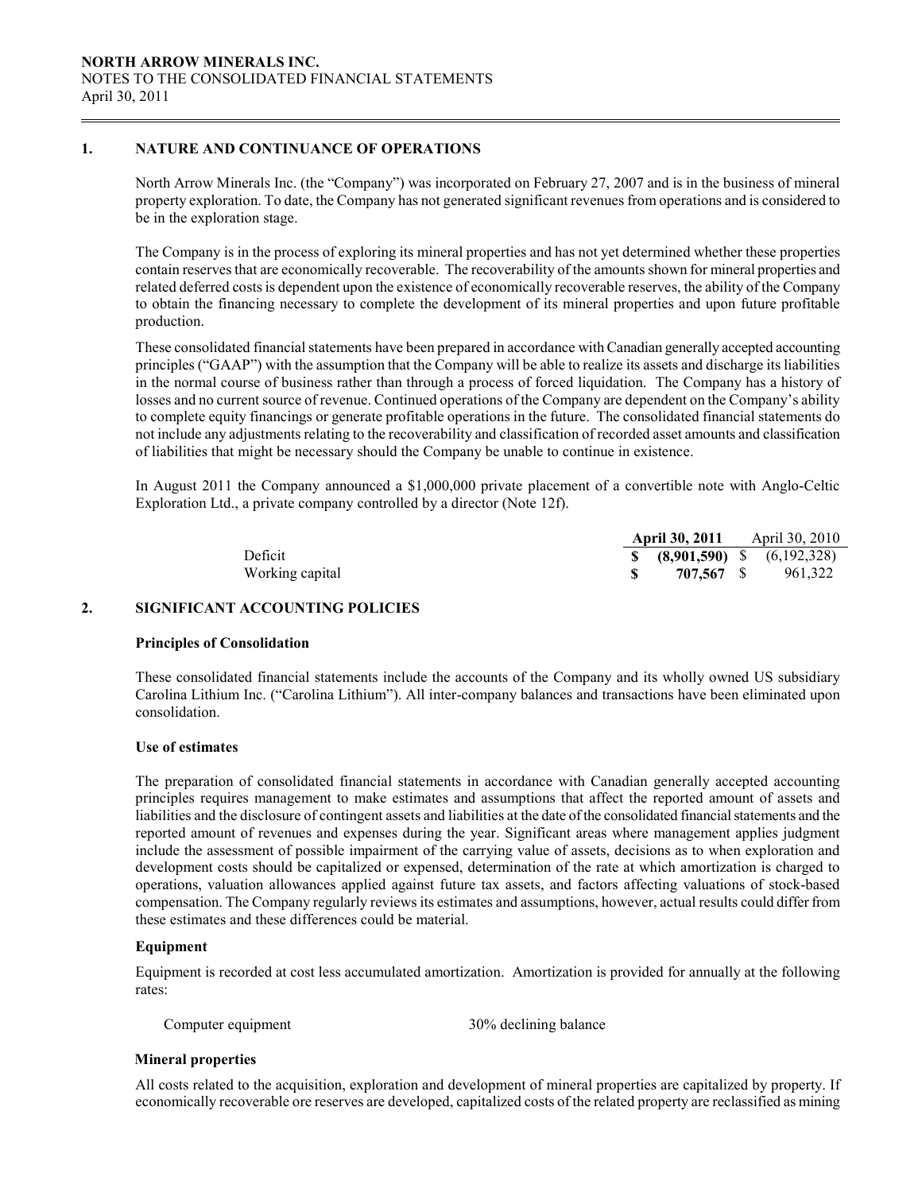## 1. NATURE AND CONTINUANCE OF OPERATIONS

North Arrow Minerals Inc. (the "Company") was incorporated on February 27, 2007 and is in the business of mineral property exploration. To date, the Company has not generated significant revenues from operations and is considered to be in the exploration stage.

The Company is in the process of exploring its mineral properties and has not yet determined whether these properties contain reserves that are economically recoverable. The recoverability of the amounts shown for mineral properties and related deferred costs is dependent upon the existence of economically recoverable reserves, the ability of the Company to obtain the financing necessary to complete the development of its mineral properties and upon future profitable production.

These consolidated financial statements have been prepared in accordance with Canadian generally accepted accounting principles ("GAAP") with the assumption that the Company will be able to realize its assets and discharge its liabilities in the normal course of business rather than through a process of forced liquidation. The Company has a history of losses and no current source of revenue. Continued operations of the Company are dependent on the Company's ability to complete equity financings or generate profitable operations in the future. The consolidated financial statements do not include any adjustments relating to the recoverability and classification of recorded asset amounts and classification of liabilities that might be necessary should the Company be unable to continue in existence.

In August 2011 the Company announced a $1,000,000 private placement of a convertible note with Anglo-Celtic Exploration Ltd., a private company controlled by a director (Note 12f).

| | **April 30, 2011** | April 30, 2010 |
|---|---|---|
| Deficit | **$ (8,901,590)** | $ (6,192,328) |
| Working capital | **$ 707,567** | $ 961,322 |

## 2. SIGNIFICANT ACCOUNTING POLICIES

### Principles of Consolidation

These consolidated financial statements include the accounts of the Company and its wholly owned US subsidiary Carolina Lithium Inc. ("Carolina Lithium"). All inter-company balances and transactions have been eliminated upon consolidation.

### Use of estimates

The preparation of consolidated financial statements in accordance with Canadian generally accepted accounting principles requires management to make estimates and assumptions that affect the reported amount of assets and liabilities and the disclosure of contingent assets and liabilities at the date of the consolidated financial statements and the reported amount of revenues and expenses during the year. Significant areas where management applies judgment include the assessment of possible impairment of the carrying value of assets, decisions as to when exploration and development costs should be capitalized or expensed, determination of the rate at which amortization is charged to operations, valuation allowances applied against future tax assets, and factors affecting valuations of stock-based compensation. The Company regularly reviews its estimates and assumptions, however, actual results could differ from these estimates and these differences could be material.

### Equipment

Equipment is recorded at cost less accumulated amortization. Amortization is provided for annually at the following rates:

| | |
|---|---|
| Computer equipment | 30% declining balance |

### Mineral properties

All costs related to the acquisition, exploration and development of mineral properties are capitalized by property. If economically recoverable ore reserves are developed, capitalized costs of the related property are reclassified as mining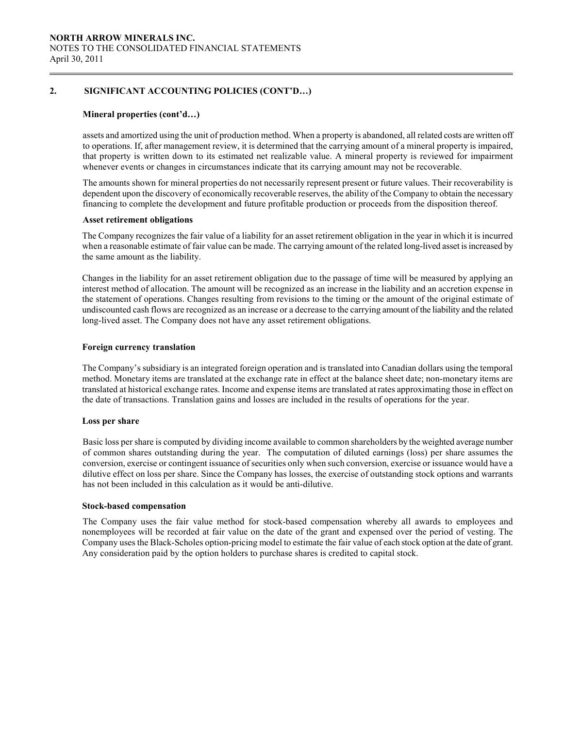## 2. SIGNIFICANT ACCOUNTING POLICIES (CONT'D…)

### Mineral properties (cont'd…)

assets and amortized using the unit of production method. When a property is abandoned, all related costs are written off to operations. If, after management review, it is determined that the carrying amount of a mineral property is impaired, that property is written down to its estimated net realizable value. A mineral property is reviewed for impairment whenever events or changes in circumstances indicate that its carrying amount may not be recoverable.

The amounts shown for mineral properties do not necessarily represent present or future values. Their recoverability is dependent upon the discovery of economically recoverable reserves, the ability of the Company to obtain the necessary financing to complete the development and future profitable production or proceeds from the disposition thereof.

### Asset retirement obligations

The Company recognizes the fair value of a liability for an asset retirement obligation in the year in which it is incurred when a reasonable estimate of fair value can be made. The carrying amount of the related long-lived asset is increased by the same amount as the liability.

Changes in the liability for an asset retirement obligation due to the passage of time will be measured by applying an interest method of allocation. The amount will be recognized as an increase in the liability and an accretion expense in the statement of operations. Changes resulting from revisions to the timing or the amount of the original estimate of undiscounted cash flows are recognized as an increase or a decrease to the carrying amount of the liability and the related long-lived asset. The Company does not have any asset retirement obligations.

### Foreign currency translation

The Company's subsidiary is an integrated foreign operation and is translated into Canadian dollars using the temporal method. Monetary items are translated at the exchange rate in effect at the balance sheet date; non-monetary items are translated at historical exchange rates. Income and expense items are translated at rates approximating those in effect on the date of transactions. Translation gains and losses are included in the results of operations for the year.

### Loss per share

Basic loss per share is computed by dividing income available to common shareholders by the weighted average number of common shares outstanding during the year. The computation of diluted earnings (loss) per share assumes the conversion, exercise or contingent issuance of securities only when such conversion, exercise or issuance would have a dilutive effect on loss per share. Since the Company has losses, the exercise of outstanding stock options and warrants has not been included in this calculation as it would be anti-dilutive.

### Stock-based compensation

The Company uses the fair value method for stock-based compensation whereby all awards to employees and nonemployees will be recorded at fair value on the date of the grant and expensed over the period of vesting. The Company uses the Black-Scholes option-pricing model to estimate the fair value of each stock option at the date of grant. Any consideration paid by the option holders to purchase shares is credited to capital stock.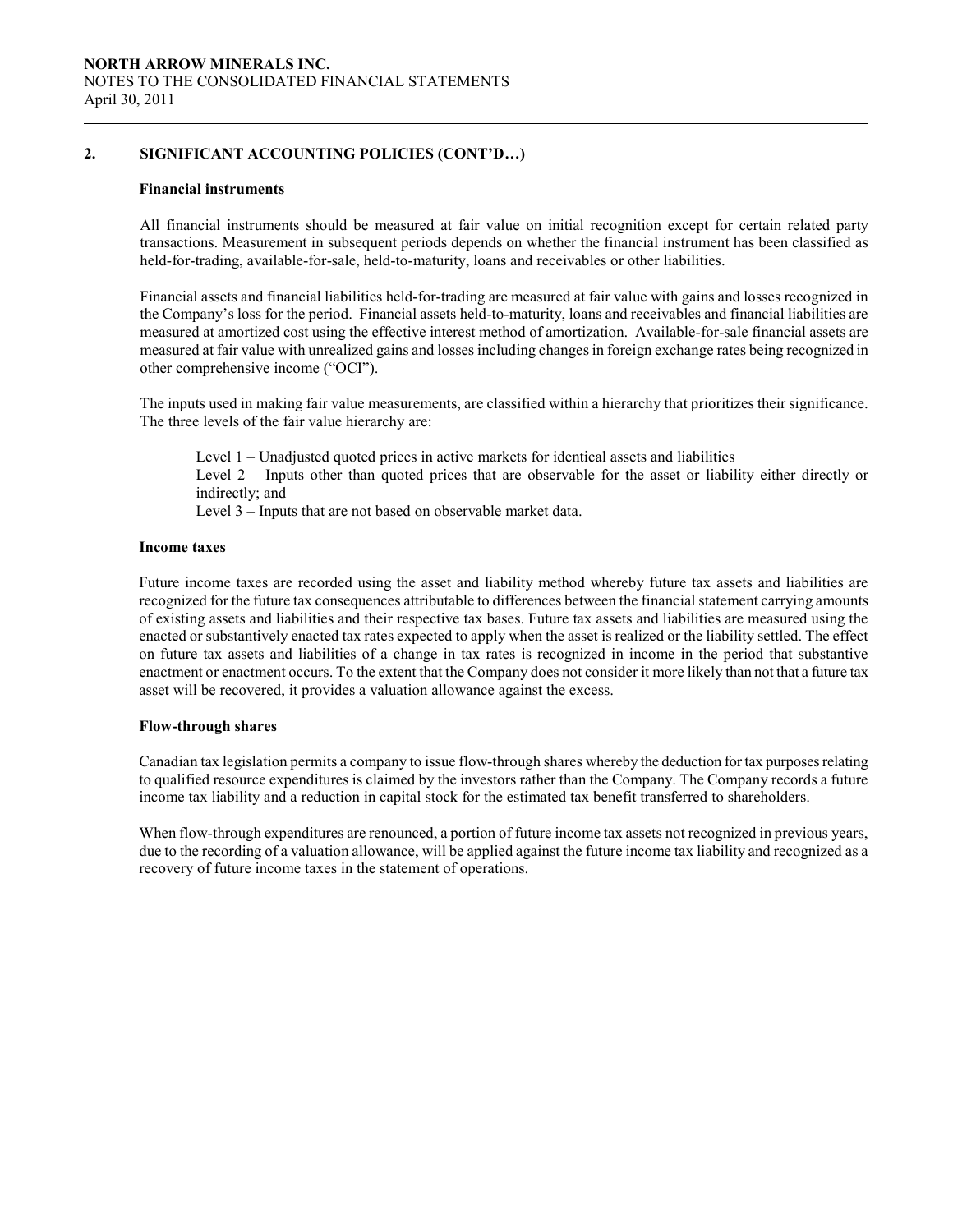## 2. SIGNIFICANT ACCOUNTING POLICIES (CONT'D…)

### Financial instruments

All financial instruments should be measured at fair value on initial recognition except for certain related party transactions. Measurement in subsequent periods depends on whether the financial instrument has been classified as held-for-trading, available-for-sale, held-to-maturity, loans and receivables or other liabilities.

Financial assets and financial liabilities held-for-trading are measured at fair value with gains and losses recognized in the Company's loss for the period. Financial assets held-to-maturity, loans and receivables and financial liabilities are measured at amortized cost using the effective interest method of amortization. Available-for-sale financial assets are measured at fair value with unrealized gains and losses including changes in foreign exchange rates being recognized in other comprehensive income ("OCI").

The inputs used in making fair value measurements, are classified within a hierarchy that prioritizes their significance. The three levels of the fair value hierarchy are:

Level 1 – Unadjusted quoted prices in active markets for identical assets and liabilities
Level 2 – Inputs other than quoted prices that are observable for the asset or liability either directly or indirectly; and
Level 3 – Inputs that are not based on observable market data.

### Income taxes

Future income taxes are recorded using the asset and liability method whereby future tax assets and liabilities are recognized for the future tax consequences attributable to differences between the financial statement carrying amounts of existing assets and liabilities and their respective tax bases. Future tax assets and liabilities are measured using the enacted or substantively enacted tax rates expected to apply when the asset is realized or the liability settled. The effect on future tax assets and liabilities of a change in tax rates is recognized in income in the period that substantive enactment or enactment occurs. To the extent that the Company does not consider it more likely than not that a future tax asset will be recovered, it provides a valuation allowance against the excess.

### Flow-through shares

Canadian tax legislation permits a company to issue flow-through shares whereby the deduction for tax purposes relating to qualified resource expenditures is claimed by the investors rather than the Company. The Company records a future income tax liability and a reduction in capital stock for the estimated tax benefit transferred to shareholders.

When flow-through expenditures are renounced, a portion of future income tax assets not recognized in previous years, due to the recording of a valuation allowance, will be applied against the future income tax liability and recognized as a recovery of future income taxes in the statement of operations.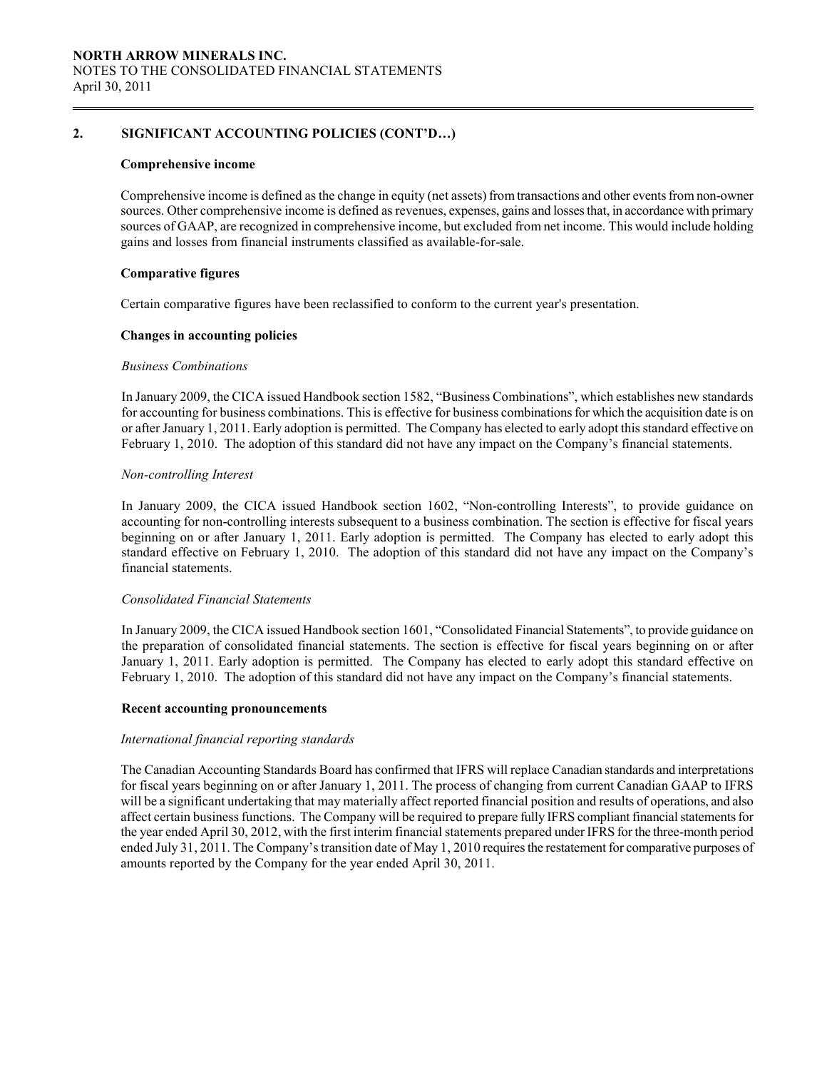## 2. SIGNIFICANT ACCOUNTING POLICIES (CONT'D…)

### Comprehensive income

Comprehensive income is defined as the change in equity (net assets) from transactions and other events from non-owner sources. Other comprehensive income is defined as revenues, expenses, gains and losses that, in accordance with primary sources of GAAP, are recognized in comprehensive income, but excluded from net income. This would include holding gains and losses from financial instruments classified as available-for-sale.

### Comparative figures

Certain comparative figures have been reclassified to conform to the current year's presentation.

### Changes in accounting policies

*Business Combinations*

In January 2009, the CICA issued Handbook section 1582, "Business Combinations", which establishes new standards for accounting for business combinations. This is effective for business combinations for which the acquisition date is on or after January 1, 2011. Early adoption is permitted. The Company has elected to early adopt this standard effective on February 1, 2010. The adoption of this standard did not have any impact on the Company's financial statements.

*Non-controlling Interest*

In January 2009, the CICA issued Handbook section 1602, "Non-controlling Interests", to provide guidance on accounting for non-controlling interests subsequent to a business combination. The section is effective for fiscal years beginning on or after January 1, 2011. Early adoption is permitted. The Company has elected to early adopt this standard effective on February 1, 2010. The adoption of this standard did not have any impact on the Company's financial statements.

*Consolidated Financial Statements*

In January 2009, the CICA issued Handbook section 1601, "Consolidated Financial Statements", to provide guidance on the preparation of consolidated financial statements. The section is effective for fiscal years beginning on or after January 1, 2011. Early adoption is permitted. The Company has elected to early adopt this standard effective on February 1, 2010. The adoption of this standard did not have any impact on the Company's financial statements.

### Recent accounting pronouncements

*International financial reporting standards*

The Canadian Accounting Standards Board has confirmed that IFRS will replace Canadian standards and interpretations for fiscal years beginning on or after January 1, 2011. The process of changing from current Canadian GAAP to IFRS will be a significant undertaking that may materially affect reported financial position and results of operations, and also affect certain business functions. The Company will be required to prepare fully IFRS compliant financial statements for the year ended April 30, 2012, with the first interim financial statements prepared under IFRS for the three-month period ended July 31, 2011. The Company's transition date of May 1, 2010 requires the restatement for comparative purposes of amounts reported by the Company for the year ended April 30, 2011.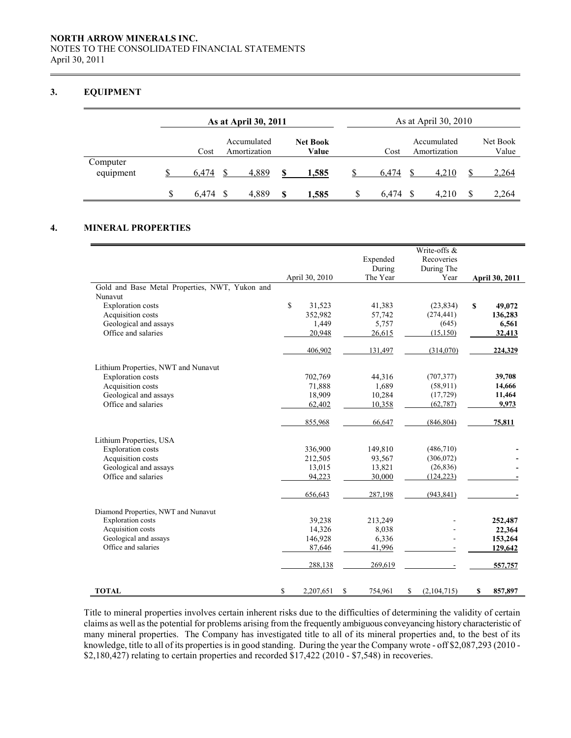**NORTH ARROW MINERALS INC.**
NOTES TO THE CONSOLIDATED FINANCIAL STATEMENTS
April 30, 2011

## 3. EQUIPMENT

| | **As at April 30, 2011** | | | As at April 30, 2010 | | |
|---|---|---|---|---|---|---|
| | Cost | Accumulated Amortization | **Net Book Value** | Cost | Accumulated Amortization | Net Book Value |
| Computer equipment | $ 6,474 | $ 4,889 | **$ 1,585** | $ 6,474 | $ 4,210 | $ 2,264 |
| | $ 6,474 | $ 4,889 | **$ 1,585** | $ 6,474 | $ 4,210 | $ 2,264 |

## 4. MINERAL PROPERTIES

| | April 30, 2010 | Expended During The Year | Write-offs & Recoveries During The Year | **April 30, 2011** |
|---|---|---|---|---|
| Gold and Base Metal Properties, NWT, Yukon and Nunavut | | | | |
| Exploration costs | $ 31,523 | 41,383 | (23,834) | **$ 49,072** |
| Acquisition costs | 352,982 | 57,742 | (274,441) | **136,283** |
| Geological and assays | 1,449 | 5,757 | (645) | **6,561** |
| Office and salaries | 20,948 | 26,615 | (15,150) | **32,413** |
| | 406,902 | 131,497 | (314,070) | **224,329** |
| Lithium Properties, NWT and Nunavut | | | | |
| Exploration costs | 702,769 | 44,316 | (707,377) | **39,708** |
| Acquisition costs | 71,888 | 1,689 | (58,911) | **14,666** |
| Geological and assays | 18,909 | 10,284 | (17,729) | **11,464** |
| Office and salaries | 62,402 | 10,358 | (62,787) | **9,973** |
| | 855,968 | 66,647 | (846,804) | **75,811** |
| Lithium Properties, USA | | | | |
| Exploration costs | 336,900 | 149,810 | (486,710) | **-** |
| Acquisition costs | 212,505 | 93,567 | (306,072) | **-** |
| Geological and assays | 13,015 | 13,821 | (26,836) | **-** |
| Office and salaries | 94,223 | 30,000 | (124,223) | **-** |
| | 656,643 | 287,198 | (943,841) | **-** |
| Diamond Properties, NWT and Nunavut | | | | |
| Exploration costs | 39,238 | 213,249 | - | **252,487** |
| Acquisition costs | 14,326 | 8,038 | - | **22,364** |
| Geological and assays | 146,928 | 6,336 | - | **153,264** |
| Office and salaries | 87,646 | 41,996 | - | **129,642** |
| | 288,138 | 269,619 | - | **557,757** |
| **TOTAL** | $ 2,207,651 | $ 754,961 | $ (2,104,715) | **$ 857,897** |

Title to mineral properties involves certain inherent risks due to the difficulties of determining the validity of certain claims as well as the potential for problems arising from the frequently ambiguous conveyancing history characteristic of many mineral properties. The Company has investigated title to all of its mineral properties and, to the best of its knowledge, title to all of its properties is in good standing. During the year the Company wrote - off $2,087,293 (2010 - $2,180,427) relating to certain properties and recorded $17,422 (2010 - $7,548) in recoveries.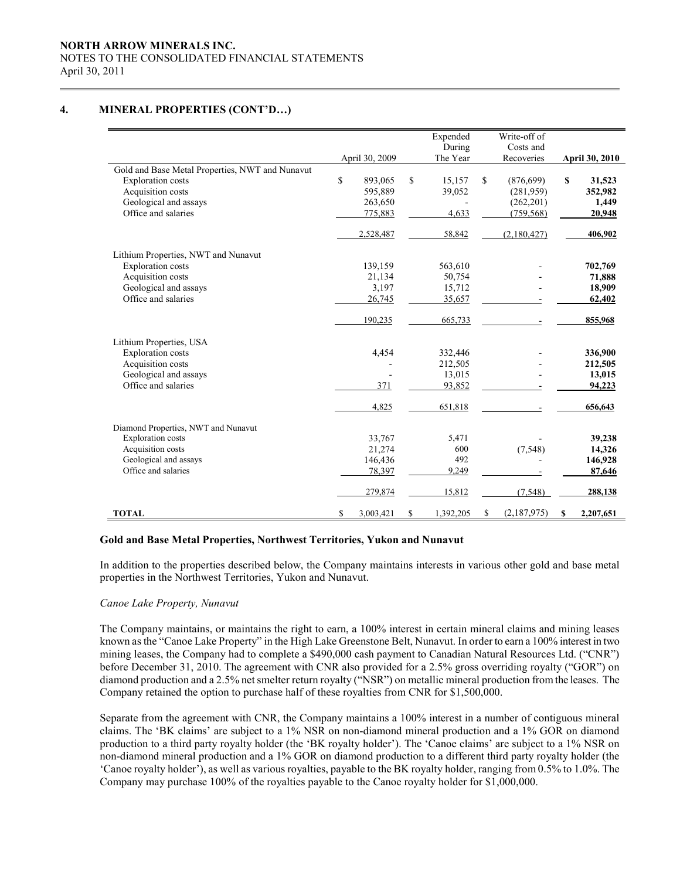NORTH ARROW MINERALS INC.
NOTES TO THE CONSOLIDATED FINANCIAL STATEMENTS
April 30, 2011

## 4. MINERAL PROPERTIES (CONT'D…)

| | April 30, 2009 | Expended During The Year | Write-off of Costs and Recoveries | **April 30, 2010** |
|---|---|---|---|---|
| Gold and Base Metal Properties, NWT and Nunavut | | | | |
| Exploration costs | $ 893,065 | $ 15,157 | $ (876,699) | **$ 31,523** |
| Acquisition costs | 595,889 | 39,052 | (281,959) | **352,982** |
| Geological and assays | 263,650 | - | (262,201) | **1,449** |
| Office and salaries | 775,883 | 4,633 | (759,568) | **20,948** |
| | 2,528,487 | 58,842 | (2,180,427) | **406,902** |
| Lithium Properties, NWT and Nunavut | | | | |
| Exploration costs | 139,159 | 563,610 | - | **702,769** |
| Acquisition costs | 21,134 | 50,754 | - | **71,888** |
| Geological and assays | 3,197 | 15,712 | - | **18,909** |
| Office and salaries | 26,745 | 35,657 | - | **62,402** |
| | 190,235 | 665,733 | - | **855,968** |
| Lithium Properties, USA | | | | |
| Exploration costs | 4,454 | 332,446 | - | **336,900** |
| Acquisition costs | - | 212,505 | - | **212,505** |
| Geological and assays | - | 13,015 | - | **13,015** |
| Office and salaries | 371 | 93,852 | - | **94,223** |
| | 4,825 | 651,818 | - | **656,643** |
| Diamond Properties, NWT and Nunavut | | | | |
| Exploration costs | 33,767 | 5,471 | - | **39,238** |
| Acquisition costs | 21,274 | 600 | (7,548) | **14,326** |
| Geological and assays | 146,436 | 492 | - | **146,928** |
| Office and salaries | 78,397 | 9,249 | - | **87,646** |
| | 279,874 | 15,812 | (7,548) | **288,138** |
| **TOTAL** | $ 3,003,421 | $ 1,392,205 | $ (2,187,975) | **$ 2,207,651** |

### Gold and Base Metal Properties, Northwest Territories, Yukon and Nunavut

In addition to the properties described below, the Company maintains interests in various other gold and base metal properties in the Northwest Territories, Yukon and Nunavut.

*Canoe Lake Property, Nunavut*

The Company maintains, or maintains the right to earn, a 100% interest in certain mineral claims and mining leases known as the "Canoe Lake Property" in the High Lake Greenstone Belt, Nunavut. In order to earn a 100% interest in two mining leases, the Company had to complete a $490,000 cash payment to Canadian Natural Resources Ltd. ("CNR") before December 31, 2010. The agreement with CNR also provided for a 2.5% gross overriding royalty ("GOR") on diamond production and a 2.5% net smelter return royalty ("NSR") on metallic mineral production from the leases. The Company retained the option to purchase half of these royalties from CNR for $1,500,000.

Separate from the agreement with CNR, the Company maintains a 100% interest in a number of contiguous mineral claims. The 'BK claims' are subject to a 1% NSR on non-diamond mineral production and a 1% GOR on diamond production to a third party royalty holder (the 'BK royalty holder'). The 'Canoe claims' are subject to a 1% NSR on non-diamond mineral production and a 1% GOR on diamond production to a different third party royalty holder (the 'Canoe royalty holder'), as well as various royalties, payable to the BK royalty holder, ranging from 0.5% to 1.0%. The Company may purchase 100% of the royalties payable to the Canoe royalty holder for $1,000,000.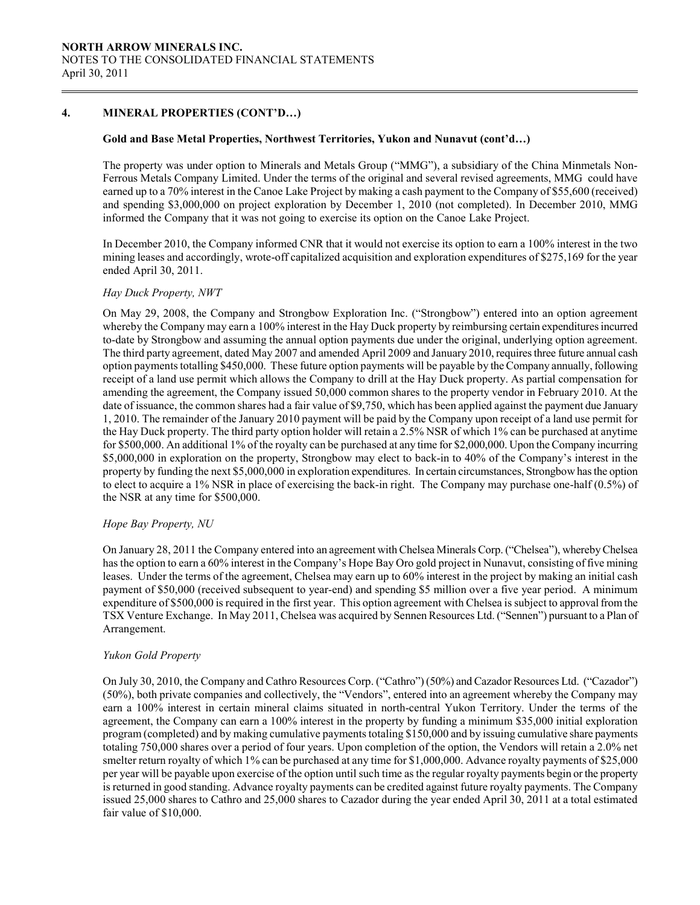## 4. MINERAL PROPERTIES (CONT'D…)

### Gold and Base Metal Properties, Northwest Territories, Yukon and Nunavut (cont'd…)

The property was under option to Minerals and Metals Group ("MMG"), a subsidiary of the China Minmetals Non-Ferrous Metals Company Limited. Under the terms of the original and several revised agreements, MMG could have earned up to a 70% interest in the Canoe Lake Project by making a cash payment to the Company of $55,600 (received) and spending $3,000,000 on project exploration by December 1, 2010 (not completed). In December 2010, MMG informed the Company that it was not going to exercise its option on the Canoe Lake Project.

In December 2010, the Company informed CNR that it would not exercise its option to earn a 100% interest in the two mining leases and accordingly, wrote-off capitalized acquisition and exploration expenditures of $275,169 for the year ended April 30, 2011.

*Hay Duck Property, NWT*

On May 29, 2008, the Company and Strongbow Exploration Inc. ("Strongbow") entered into an option agreement whereby the Company may earn a 100% interest in the Hay Duck property by reimbursing certain expenditures incurred to-date by Strongbow and assuming the annual option payments due under the original, underlying option agreement. The third party agreement, dated May 2007 and amended April 2009 and January 2010, requires three future annual cash option payments totalling $450,000. These future option payments will be payable by the Company annually, following receipt of a land use permit which allows the Company to drill at the Hay Duck property. As partial compensation for amending the agreement, the Company issued 50,000 common shares to the property vendor in February 2010. At the date of issuance, the common shares had a fair value of $9,750, which has been applied against the payment due January 1, 2010. The remainder of the January 2010 payment will be paid by the Company upon receipt of a land use permit for the Hay Duck property. The third party option holder will retain a 2.5% NSR of which 1% can be purchased at anytime for $500,000. An additional 1% of the royalty can be purchased at any time for $2,000,000. Upon the Company incurring $5,000,000 in exploration on the property, Strongbow may elect to back-in to 40% of the Company's interest in the property by funding the next $5,000,000 in exploration expenditures. In certain circumstances, Strongbow has the option to elect to acquire a 1% NSR in place of exercising the back-in right. The Company may purchase one-half (0.5%) of the NSR at any time for $500,000.

*Hope Bay Property, NU*

On January 28, 2011 the Company entered into an agreement with Chelsea Minerals Corp. ("Chelsea"), whereby Chelsea has the option to earn a 60% interest in the Company's Hope Bay Oro gold project in Nunavut, consisting of five mining leases. Under the terms of the agreement, Chelsea may earn up to 60% interest in the project by making an initial cash payment of $50,000 (received subsequent to year-end) and spending $5 million over a five year period. A minimum expenditure of $500,000 is required in the first year. This option agreement with Chelsea is subject to approval from the TSX Venture Exchange. In May 2011, Chelsea was acquired by Sennen Resources Ltd. ("Sennen") pursuant to a Plan of Arrangement.

*Yukon Gold Property*

On July 30, 2010, the Company and Cathro Resources Corp. ("Cathro") (50%) and Cazador Resources Ltd. ("Cazador") (50%), both private companies and collectively, the "Vendors", entered into an agreement whereby the Company may earn a 100% interest in certain mineral claims situated in north-central Yukon Territory. Under the terms of the agreement, the Company can earn a 100% interest in the property by funding a minimum $35,000 initial exploration program (completed) and by making cumulative payments totaling $150,000 and by issuing cumulative share payments totaling 750,000 shares over a period of four years. Upon completion of the option, the Vendors will retain a 2.0% net smelter return royalty of which 1% can be purchased at any time for $1,000,000. Advance royalty payments of $25,000 per year will be payable upon exercise of the option until such time as the regular royalty payments begin or the property is returned in good standing. Advance royalty payments can be credited against future royalty payments. The Company issued 25,000 shares to Cathro and 25,000 shares to Cazador during the year ended April 30, 2011 at a total estimated fair value of $10,000.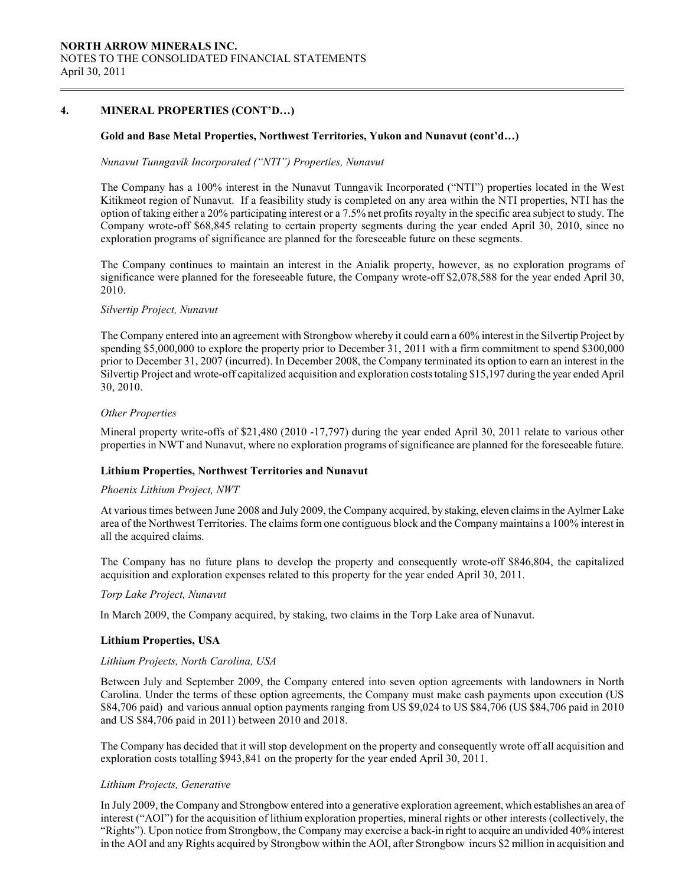## 4. MINERAL PROPERTIES (CONT'D…)

### Gold and Base Metal Properties, Northwest Territories, Yukon and Nunavut (cont'd…)

*Nunavut Tunngavik Incorporated ("NTI") Properties, Nunavut*

The Company has a 100% interest in the Nunavut Tunngavik Incorporated ("NTI") properties located in the West Kitikmeot region of Nunavut. If a feasibility study is completed on any area within the NTI properties, NTI has the option of taking either a 20% participating interest or a 7.5% net profits royalty in the specific area subject to study. The Company wrote-off $68,845 relating to certain property segments during the year ended April 30, 2010, since no exploration programs of significance are planned for the foreseeable future on these segments.

The Company continues to maintain an interest in the Anialik property, however, as no exploration programs of significance were planned for the foreseeable future, the Company wrote-off $2,078,588 for the year ended April 30, 2010.

*Silvertip Project, Nunavut*

The Company entered into an agreement with Strongbow whereby it could earn a 60% interest in the Silvertip Project by spending $5,000,000 to explore the property prior to December 31, 2011 with a firm commitment to spend $300,000 prior to December 31, 2007 (incurred). In December 2008, the Company terminated its option to earn an interest in the Silvertip Project and wrote-off capitalized acquisition and exploration costs totaling $15,197 during the year ended April 30, 2010.

*Other Properties*

Mineral property write-offs of $21,480 (2010 -17,797) during the year ended April 30, 2011 relate to various other properties in NWT and Nunavut, where no exploration programs of significance are planned for the foreseeable future.

### Lithium Properties, Northwest Territories and Nunavut

*Phoenix Lithium Project, NWT*

At various times between June 2008 and July 2009, the Company acquired, by staking, eleven claims in the Aylmer Lake area of the Northwest Territories. The claims form one contiguous block and the Company maintains a 100% interest in all the acquired claims.

The Company has no future plans to develop the property and consequently wrote-off $846,804, the capitalized acquisition and exploration expenses related to this property for the year ended April 30, 2011.

*Torp Lake Project, Nunavut*

In March 2009, the Company acquired, by staking, two claims in the Torp Lake area of Nunavut.

### Lithium Properties, USA

*Lithium Projects, North Carolina, USA*

Between July and September 2009, the Company entered into seven option agreements with landowners in North Carolina. Under the terms of these option agreements, the Company must make cash payments upon execution (US $84,706 paid) and various annual option payments ranging from US $9,024 to US $84,706 (US $84,706 paid in 2010 and US $84,706 paid in 2011) between 2010 and 2018.

The Company has decided that it will stop development on the property and consequently wrote off all acquisition and exploration costs totalling $943,841 on the property for the year ended April 30, 2011.

*Lithium Projects, Generative*

In July 2009, the Company and Strongbow entered into a generative exploration agreement, which establishes an area of interest ("AOI") for the acquisition of lithium exploration properties, mineral rights or other interests (collectively, the "Rights"). Upon notice from Strongbow, the Company may exercise a back-in right to acquire an undivided 40% interest in the AOI and any Rights acquired by Strongbow within the AOI, after Strongbow incurs $2 million in acquisition and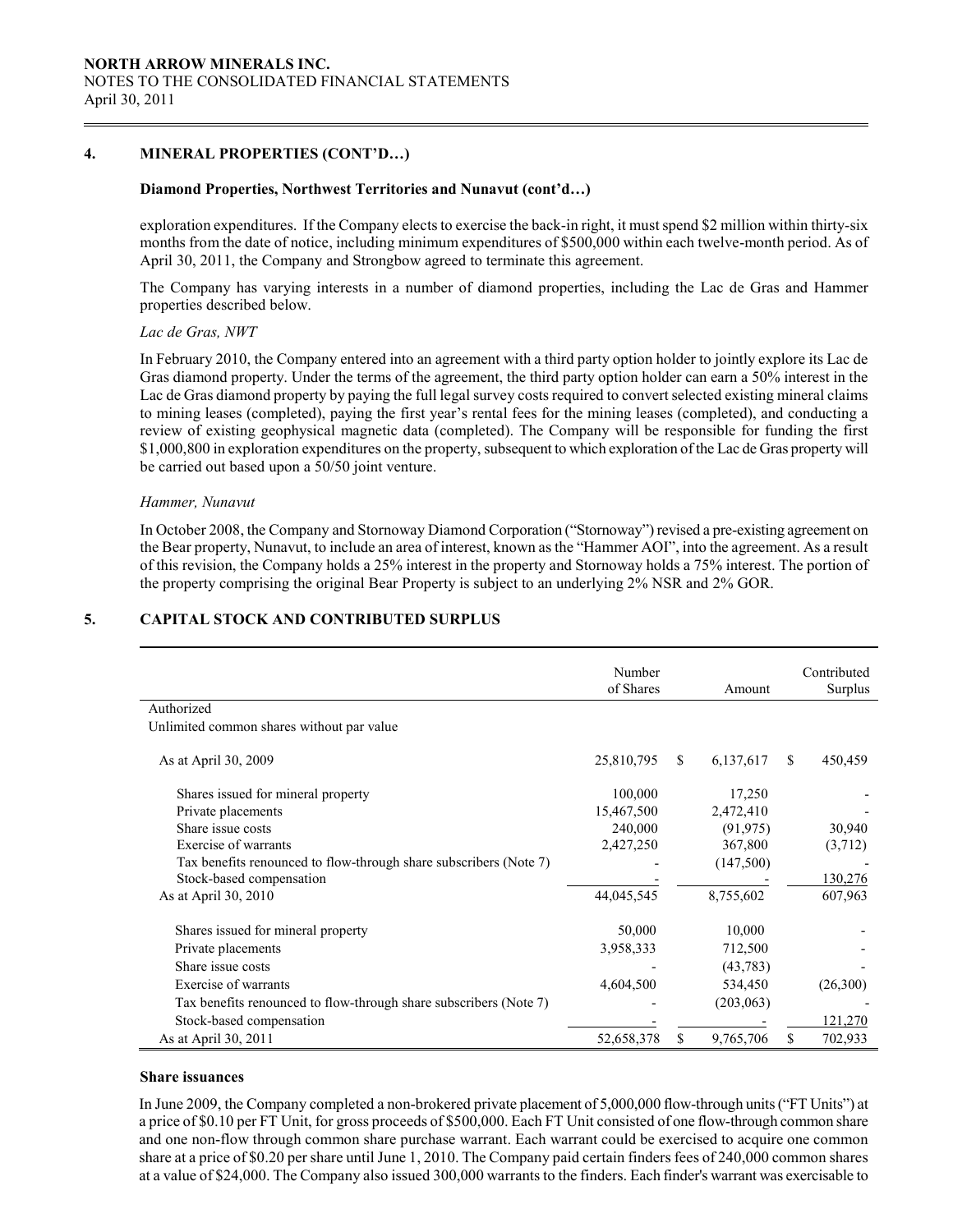## 4. MINERAL PROPERTIES (CONT'D…)

### Diamond Properties, Northwest Territories and Nunavut (cont'd…)

exploration expenditures. If the Company elects to exercise the back-in right, it must spend $2 million within thirty-six months from the date of notice, including minimum expenditures of $500,000 within each twelve-month period. As of April 30, 2011, the Company and Strongbow agreed to terminate this agreement.

The Company has varying interests in a number of diamond properties, including the Lac de Gras and Hammer properties described below.

*Lac de Gras, NWT*

In February 2010, the Company entered into an agreement with a third party option holder to jointly explore its Lac de Gras diamond property. Under the terms of the agreement, the third party option holder can earn a 50% interest in the Lac de Gras diamond property by paying the full legal survey costs required to convert selected existing mineral claims to mining leases (completed), paying the first year's rental fees for the mining leases (completed), and conducting a review of existing geophysical magnetic data (completed). The Company will be responsible for funding the first $1,000,800 in exploration expenditures on the property, subsequent to which exploration of the Lac de Gras property will be carried out based upon a 50/50 joint venture.

*Hammer, Nunavut*

In October 2008, the Company and Stornoway Diamond Corporation ("Stornoway") revised a pre-existing agreement on the Bear property, Nunavut, to include an area of interest, known as the "Hammer AOI", into the agreement. As a result of this revision, the Company holds a 25% interest in the property and Stornoway holds a 75% interest. The portion of the property comprising the original Bear Property is subject to an underlying 2% NSR and 2% GOR.

## 5. CAPITAL STOCK AND CONTRIBUTED SURPLUS

| | Number of Shares | Amount | Contributed Surplus |
|---|---|---|---|
| Authorized | | | |
| Unlimited common shares without par value | | | |
| As at April 30, 2009 | 25,810,795 | $ 6,137,617 | $ 450,459 |
| Shares issued for mineral property | 100,000 | 17,250 | - |
| Private placements | 15,467,500 | 2,472,410 | - |
| Share issue costs | 240,000 | (91,975) | 30,940 |
| Exercise of warrants | 2,427,250 | 367,800 | (3,712) |
| Tax benefits renounced to flow-through share subscribers (Note 7) | - | (147,500) | - |
| Stock-based compensation | - | - | 130,276 |
| As at April 30, 2010 | 44,045,545 | 8,755,602 | 607,963 |
| Shares issued for mineral property | 50,000 | 10,000 | - |
| Private placements | 3,958,333 | 712,500 | - |
| Share issue costs | - | (43,783) | - |
| Exercise of warrants | 4,604,500 | 534,450 | (26,300) |
| Tax benefits renounced to flow-through share subscribers (Note 7) | - | (203,063) | - |
| Stock-based compensation | - | - | 121,270 |
| As at April 30, 2011 | 52,658,378 | $ 9,765,706 | $ 702,933 |

### Share issuances

In June 2009, the Company completed a non-brokered private placement of 5,000,000 flow-through units ("FT Units") at a price of $0.10 per FT Unit, for gross proceeds of $500,000. Each FT Unit consisted of one flow-through common share and one non-flow through common share purchase warrant. Each warrant could be exercised to acquire one common share at a price of $0.20 per share until June 1, 2010. The Company paid certain finders fees of 240,000 common shares at a value of $24,000. The Company also issued 300,000 warrants to the finders. Each finder's warrant was exercisable to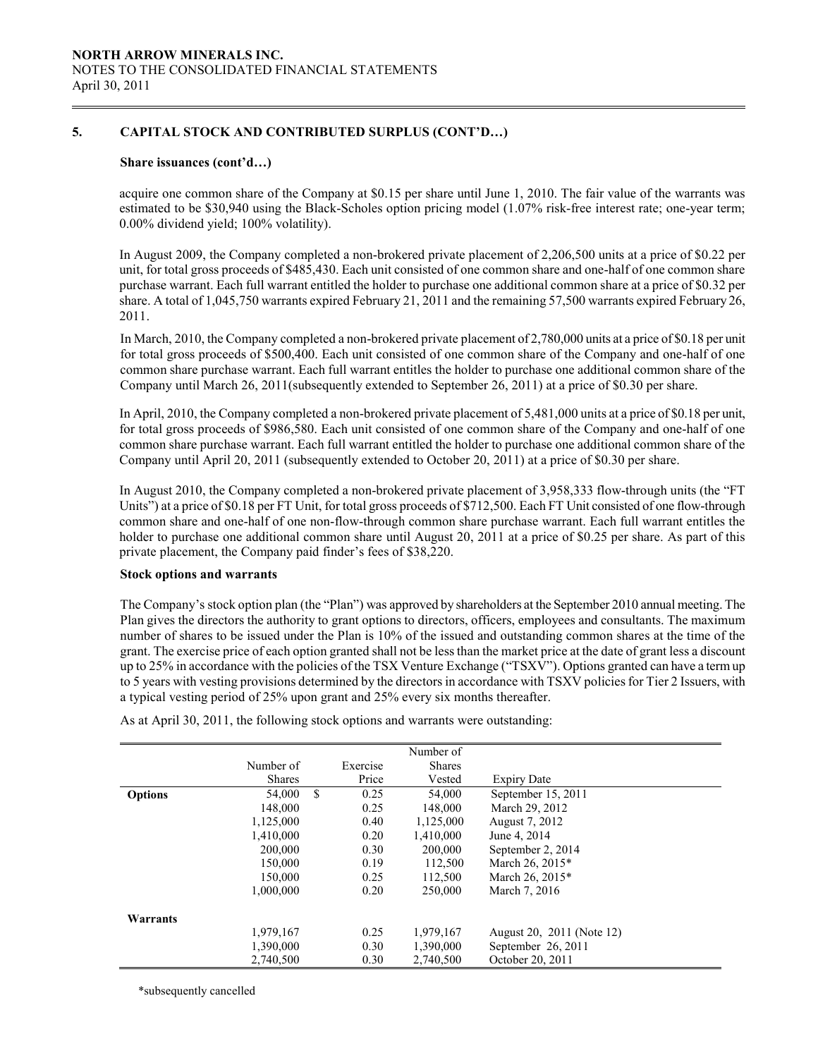## 5. CAPITAL STOCK AND CONTRIBUTED SURPLUS (CONT'D…)

### Share issuances (cont'd…)

acquire one common share of the Company at $0.15 per share until June 1, 2010. The fair value of the warrants was estimated to be $30,940 using the Black-Scholes option pricing model (1.07% risk-free interest rate; one-year term; 0.00% dividend yield; 100% volatility).

In August 2009, the Company completed a non-brokered private placement of 2,206,500 units at a price of $0.22 per unit, for total gross proceeds of $485,430. Each unit consisted of one common share and one-half of one common share purchase warrant. Each full warrant entitled the holder to purchase one additional common share at a price of $0.32 per share. A total of 1,045,750 warrants expired February 21, 2011 and the remaining 57,500 warrants expired February 26, 2011.

In March, 2010, the Company completed a non-brokered private placement of 2,780,000 units at a price of $0.18 per unit for total gross proceeds of $500,400. Each unit consisted of one common share of the Company and one-half of one common share purchase warrant. Each full warrant entitles the holder to purchase one additional common share of the Company until March 26, 2011(subsequently extended to September 26, 2011) at a price of $0.30 per share.

In April, 2010, the Company completed a non-brokered private placement of 5,481,000 units at a price of $0.18 per unit, for total gross proceeds of $986,580. Each unit consisted of one common share of the Company and one-half of one common share purchase warrant. Each full warrant entitled the holder to purchase one additional common share of the Company until April 20, 2011 (subsequently extended to October 20, 2011) at a price of $0.30 per share.

In August 2010, the Company completed a non-brokered private placement of 3,958,333 flow-through units (the "FT Units") at a price of $0.18 per FT Unit, for total gross proceeds of $712,500. Each FT Unit consisted of one flow-through common share and one-half of one non-flow-through common share purchase warrant. Each full warrant entitles the holder to purchase one additional common share until August 20, 2011 at a price of $0.25 per share. As part of this private placement, the Company paid finder's fees of $38,220.

### Stock options and warrants

The Company's stock option plan (the "Plan") was approved by shareholders at the September 2010 annual meeting. The Plan gives the directors the authority to grant options to directors, officers, employees and consultants. The maximum number of shares to be issued under the Plan is 10% of the issued and outstanding common shares at the time of the grant. The exercise price of each option granted shall not be less than the market price at the date of grant less a discount up to 25% in accordance with the policies of the TSX Venture Exchange ("TSXV"). Options granted can have a term up to 5 years with vesting provisions determined by the directors in accordance with TSXV policies for Tier 2 Issuers, with a typical vesting period of 25% upon grant and 25% every six months thereafter.

As at April 30, 2011, the following stock options and warrants were outstanding:

| | Number of Shares | Exercise Price | Number of Shares Vested | Expiry Date |
|---|---|---|---|---|
| **Options** | 54,000 | $ 0.25 | 54,000 | September 15, 2011 |
| | 148,000 | 0.25 | 148,000 | March 29, 2012 |
| | 1,125,000 | 0.40 | 1,125,000 | August 7, 2012 |
| | 1,410,000 | 0.20 | 1,410,000 | June 4, 2014 |
| | 200,000 | 0.30 | 200,000 | September 2, 2014 |
| | 150,000 | 0.19 | 112,500 | March 26, 2015* |
| | 150,000 | 0.25 | 112,500 | March 26, 2015* |
| | 1,000,000 | 0.20 | 250,000 | March 7, 2016 |
| **Warrants** | | | | |
| | 1,979,167 | 0.25 | 1,979,167 | August 20, 2011 (Note 12) |
| | 1,390,000 | 0.30 | 1,390,000 | September 26, 2011 |
| | 2,740,500 | 0.30 | 2,740,500 | October 20, 2011 |

*subsequently cancelled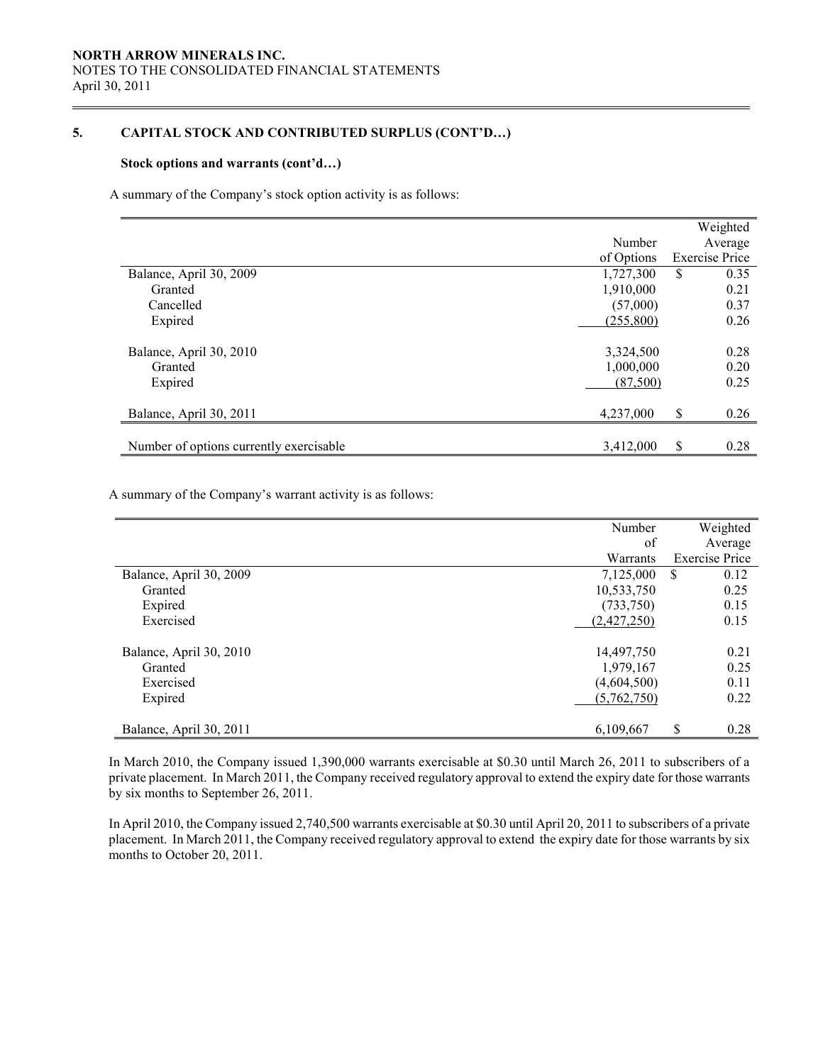NORTH ARROW MINERALS INC.
NOTES TO THE CONSOLIDATED FINANCIAL STATEMENTS
April 30, 2011

## 5. CAPITAL STOCK AND CONTRIBUTED SURPLUS (CONT'D…)

### Stock options and warrants (cont'd…)

A summary of the Company's stock option activity is as follows:

| | Number of Options | Weighted Average Exercise Price |
|---|---|---|
| Balance, April 30, 2009 | 1,727,300 | $ 0.35 |
| Granted | 1,910,000 | 0.21 |
| Cancelled | (57,000) | 0.37 |
| Expired | (255,800) | 0.26 |
| | | |
| Balance, April 30, 2010 | 3,324,500 | 0.28 |
| Granted | 1,000,000 | 0.20 |
| Expired | (87,500) | 0.25 |
| | | |
| Balance, April 30, 2011 | 4,237,000 | $ 0.26 |
| | | |
| Number of options currently exercisable | 3,412,000 | $ 0.28 |

A summary of the Company's warrant activity is as follows:

| | Number of Warrants | Weighted Average Exercise Price |
|---|---|---|
| Balance, April 30, 2009 | 7,125,000 | $ 0.12 |
| Granted | 10,533,750 | 0.25 |
| Expired | (733,750) | 0.15 |
| Exercised | (2,427,250) | 0.15 |
| | | |
| Balance, April 30, 2010 | 14,497,750 | 0.21 |
| Granted | 1,979,167 | 0.25 |
| Exercised | (4,604,500) | 0.11 |
| Expired | (5,762,750) | 0.22 |
| | | |
| Balance, April 30, 2011 | 6,109,667 | $ 0.28 |

In March 2010, the Company issued 1,390,000 warrants exercisable at $0.30 until March 26, 2011 to subscribers of a private placement. In March 2011, the Company received regulatory approval to extend the expiry date for those warrants by six months to September 26, 2011.

In April 2010, the Company issued 2,740,500 warrants exercisable at $0.30 until April 20, 2011 to subscribers of a private placement. In March 2011, the Company received regulatory approval to extend the expiry date for those warrants by six months to October 20, 2011.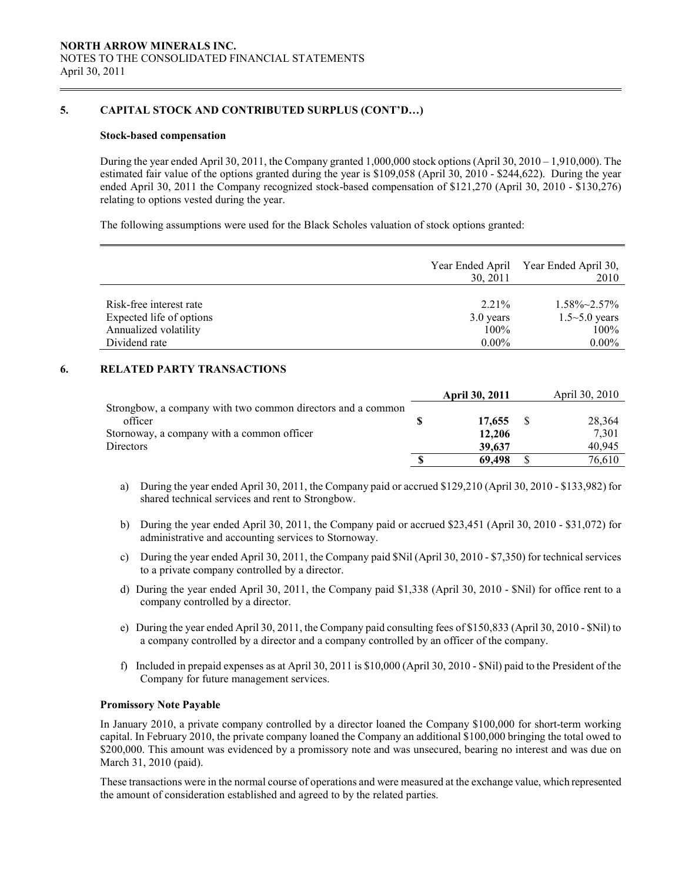## 5. CAPITAL STOCK AND CONTRIBUTED SURPLUS (CONT'D…)

### Stock-based compensation

During the year ended April 30, 2011, the Company granted 1,000,000 stock options (April 30, 2010 – 1,910,000). The estimated fair value of the options granted during the year is $109,058 (April 30, 2010 - $244,622). During the year ended April 30, 2011 the Company recognized stock-based compensation of $121,270 (April 30, 2010 - $130,276) relating to options vested during the year.

The following assumptions were used for the Black Scholes valuation of stock options granted:

| | Year Ended April 30, 2011 | Year Ended April 30, 2010 |
|---|---|---|
| Risk-free interest rate | 2.21% | 1.58%~2.57% |
| Expected life of options | 3.0 years | 1.5~5.0 years |
| Annualized volatility | 100% | 100% |
| Dividend rate | 0.00% | 0.00% |

## 6. RELATED PARTY TRANSACTIONS

| | **April 30, 2011** | April 30, 2010 |
|---|---|---|
| Strongbow, a company with two common directors and a common officer | **$ 17,655** | $ 28,364 |
| Stornoway, a company with a common officer | **12,206** | 7,301 |
| Directors | **39,637** | 40,945 |
| | **$ 69,498** | $ 76,610 |

a) During the year ended April 30, 2011, the Company paid or accrued $129,210 (April 30, 2010 - $133,982) for shared technical services and rent to Strongbow.

b) During the year ended April 30, 2011, the Company paid or accrued $23,451 (April 30, 2010 - $31,072) for administrative and accounting services to Stornoway.

c) During the year ended April 30, 2011, the Company paid $Nil (April 30, 2010 - $7,350) for technical services to a private company controlled by a director.

d) During the year ended April 30, 2011, the Company paid $1,338 (April 30, 2010 - $Nil) for office rent to a company controlled by a director.

e) During the year ended April 30, 2011, the Company paid consulting fees of $150,833 (April 30, 2010 - $Nil) to a company controlled by a director and a company controlled by an officer of the company.

f) Included in prepaid expenses as at April 30, 2011 is $10,000 (April 30, 2010 - $Nil) paid to the President of the Company for future management services.

### Promissory Note Payable

In January 2010, a private company controlled by a director loaned the Company $100,000 for short-term working capital. In February 2010, the private company loaned the Company an additional $100,000 bringing the total owed to $200,000. This amount was evidenced by a promissory note and was unsecured, bearing no interest and was due on March 31, 2010 (paid).

These transactions were in the normal course of operations and were measured at the exchange value, which represented the amount of consideration established and agreed to by the related parties.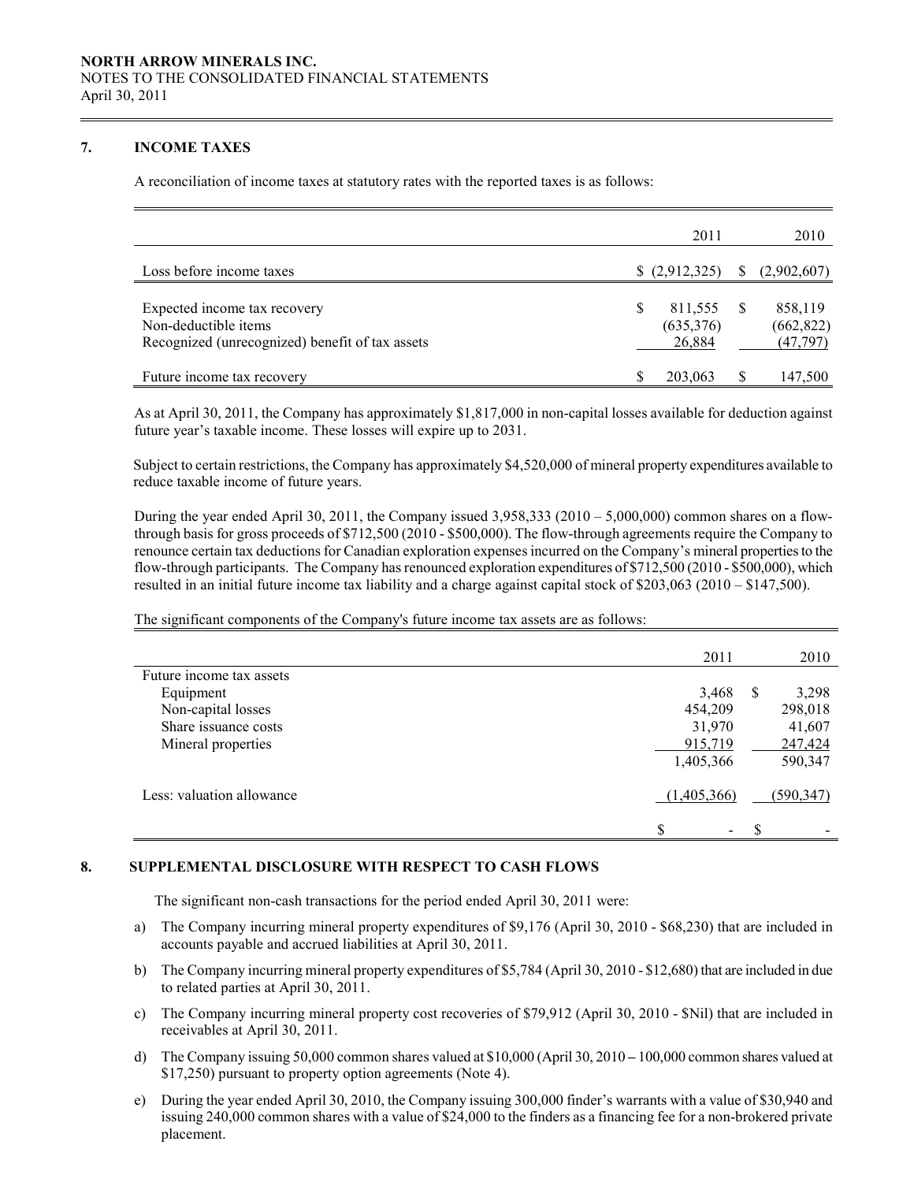## 7. INCOME TAXES

A reconciliation of income taxes at statutory rates with the reported taxes is as follows:

| | 2011 | 2010 |
|---|---|---|
| Loss before income taxes | $ (2,912,325) | $ (2,902,607) |
| Expected income tax recovery | $ 811,555 | $ 858,119 |
| Non-deductible items | (635,376) | (662,822) |
| Recognized (unrecognized) benefit of tax assets | 26,884 | (47,797) |
| Future income tax recovery | $ 203,063 | $ 147,500 |

As at April 30, 2011, the Company has approximately $1,817,000 in non-capital losses available for deduction against future year's taxable income. These losses will expire up to 2031.

Subject to certain restrictions, the Company has approximately $4,520,000 of mineral property expenditures available to reduce taxable income of future years.

During the year ended April 30, 2011, the Company issued 3,958,333 (2010 – 5,000,000) common shares on a flow-through basis for gross proceeds of $712,500 (2010 - $500,000). The flow-through agreements require the Company to renounce certain tax deductions for Canadian exploration expenses incurred on the Company's mineral properties to the flow-through participants. The Company has renounced exploration expenditures of $712,500 (2010 - $500,000), which resulted in an initial future income tax liability and a charge against capital stock of $203,063 (2010 – $147,500).

The significant components of the Company's future income tax assets are as follows:

| | 2011 | 2010 |
|---|---|---|
| Future income tax assets | | |
| Equipment | 3,468 | $ 3,298 |
| Non-capital losses | 454,209 | 298,018 |
| Share issuance costs | 31,970 | 41,607 |
| Mineral properties | 915,719 | 247,424 |
| | 1,405,366 | 590,347 |
| Less: valuation allowance | (1,405,366) | (590,347) |
| | $ - | $ - |

## 8. SUPPLEMENTAL DISCLOSURE WITH RESPECT TO CASH FLOWS

The significant non-cash transactions for the period ended April 30, 2011 were:

a) The Company incurring mineral property expenditures of $9,176 (April 30, 2010 - $68,230) that are included in accounts payable and accrued liabilities at April 30, 2011.

b) The Company incurring mineral property expenditures of $5,784 (April 30, 2010 - $12,680) that are included in due to related parties at April 30, 2011.

c) The Company incurring mineral property cost recoveries of $79,912 (April 30, 2010 - $Nil) that are included in receivables at April 30, 2011.

d) The Company issuing 50,000 common shares valued at $10,000 (April 30, 2010 – 100,000 common shares valued at $17,250) pursuant to property option agreements (Note 4).

e) During the year ended April 30, 2010, the Company issuing 300,000 finder's warrants with a value of $30,940 and issuing 240,000 common shares with a value of $24,000 to the finders as a financing fee for a non-brokered private placement.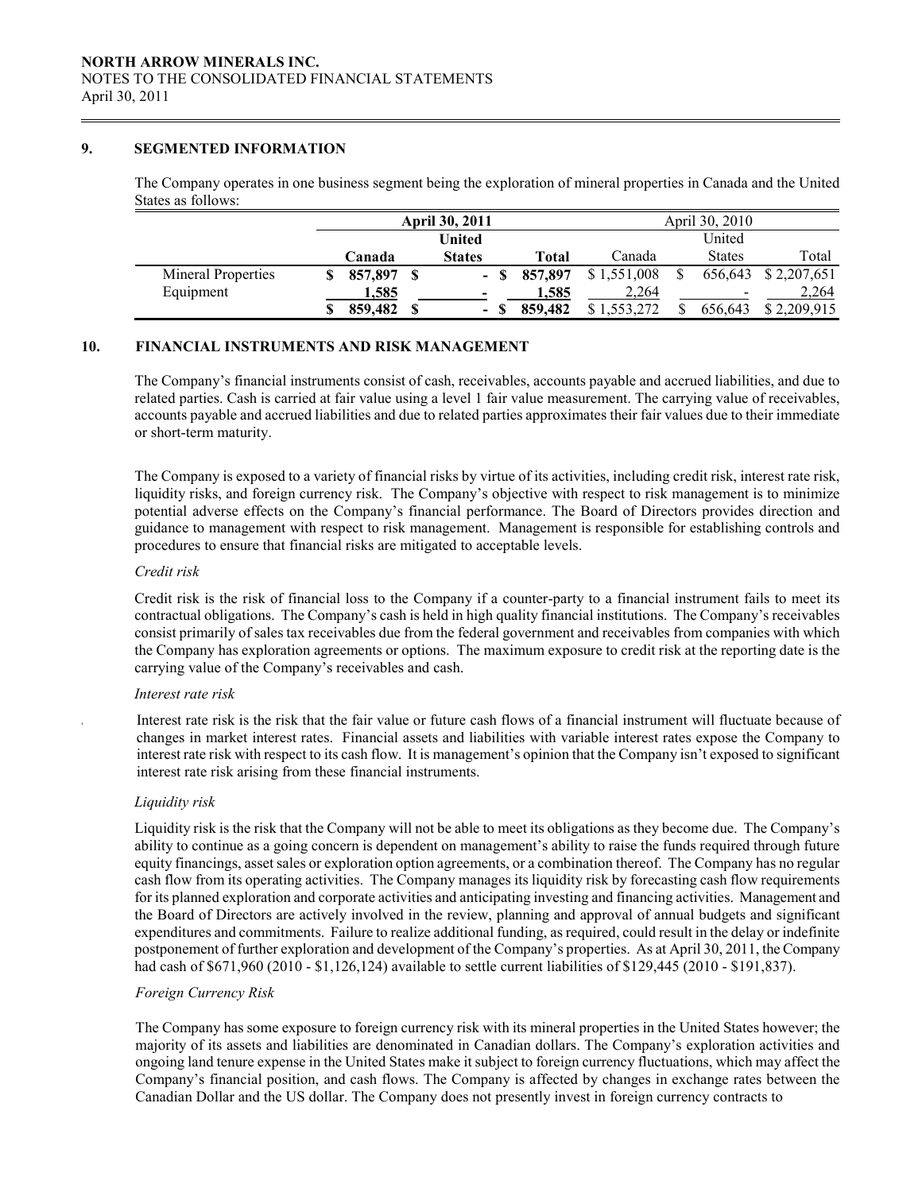## 9. SEGMENTED INFORMATION

The Company operates in one business segment being the exploration of mineral properties in Canada and the United States as follows:

| | April 30, 2011 | | | April 30, 2010 | | |
|---|---|---|---|---|---|---|
| | Canada | United States | Total | Canada | United States | Total |
| Mineral Properties | $ 857,897 | $ - | $ 857,897 | $ 1,551,008 | $ 656,643 | $ 2,207,651 |
| Equipment | 1,585 | - | 1,585 | 2,264 | - | 2,264 |
| | $ 859,482 | $ - | $ 859,482 | $ 1,553,272 | $ 656,643 | $ 2,209,915 |

## 10. FINANCIAL INSTRUMENTS AND RISK MANAGEMENT

The Company's financial instruments consist of cash, receivables, accounts payable and accrued liabilities, and due to related parties. Cash is carried at fair value using a level 1 fair value measurement. The carrying value of receivables, accounts payable and accrued liabilities and due to related parties approximates their fair values due to their immediate or short-term maturity.

The Company is exposed to a variety of financial risks by virtue of its activities, including credit risk, interest rate risk, liquidity risks, and foreign currency risk. The Company's objective with respect to risk management is to minimize potential adverse effects on the Company's financial performance. The Board of Directors provides direction and guidance to management with respect to risk management. Management is responsible for establishing controls and procedures to ensure that financial risks are mitigated to acceptable levels.

*Credit risk*

Credit risk is the risk of financial loss to the Company if a counter-party to a financial instrument fails to meet its contractual obligations. The Company's cash is held in high quality financial institutions. The Company's receivables consist primarily of sales tax receivables due from the federal government and receivables from companies with which the Company has exploration agreements or options. The maximum exposure to credit risk at the reporting date is the carrying value of the Company's receivables and cash.

*Interest rate risk*

Interest rate risk is the risk that the fair value or future cash flows of a financial instrument will fluctuate because of changes in market interest rates. Financial assets and liabilities with variable interest rates expose the Company to interest rate risk with respect to its cash flow. It is management's opinion that the Company isn't exposed to significant interest rate risk arising from these financial instruments.

*Liquidity risk*

Liquidity risk is the risk that the Company will not be able to meet its obligations as they become due. The Company's ability to continue as a going concern is dependent on management's ability to raise the funds required through future equity financings, asset sales or exploration option agreements, or a combination thereof. The Company has no regular cash flow from its operating activities. The Company manages its liquidity risk by forecasting cash flow requirements for its planned exploration and corporate activities and anticipating investing and financing activities. Management and the Board of Directors are actively involved in the review, planning and approval of annual budgets and significant expenditures and commitments. Failure to realize additional funding, as required, could result in the delay or indefinite postponement of further exploration and development of the Company's properties. As at April 30, 2011, the Company had cash of $671,960 (2010 - $1,126,124) available to settle current liabilities of $129,445 (2010 - $191,837).

*Foreign Currency Risk*

The Company has some exposure to foreign currency risk with its mineral properties in the United States however; the majority of its assets and liabilities are denominated in Canadian dollars. The Company's exploration activities and ongoing land tenure expense in the United States make it subject to foreign currency fluctuations, which may affect the Company's financial position, and cash flows. The Company is affected by changes in exchange rates between the Canadian Dollar and the US dollar. The Company does not presently invest in foreign currency contracts to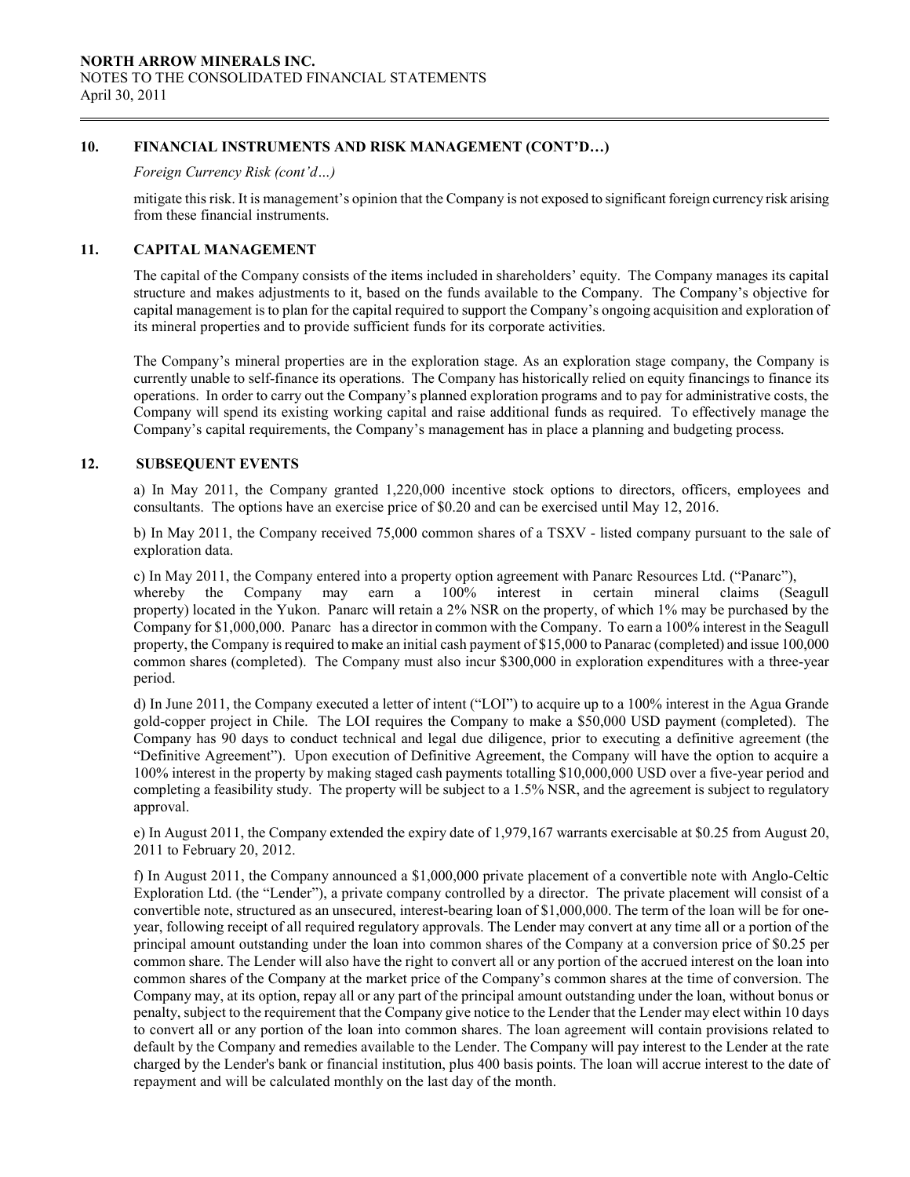## 10. FINANCIAL INSTRUMENTS AND RISK MANAGEMENT (CONT'D…)

*Foreign Currency Risk (cont'd…)*

mitigate this risk. It is management's opinion that the Company is not exposed to significant foreign currency risk arising from these financial instruments.

## 11. CAPITAL MANAGEMENT

The capital of the Company consists of the items included in shareholders' equity. The Company manages its capital structure and makes adjustments to it, based on the funds available to the Company. The Company's objective for capital management is to plan for the capital required to support the Company's ongoing acquisition and exploration of its mineral properties and to provide sufficient funds for its corporate activities.

The Company's mineral properties are in the exploration stage. As an exploration stage company, the Company is currently unable to self-finance its operations. The Company has historically relied on equity financings to finance its operations. In order to carry out the Company's planned exploration programs and to pay for administrative costs, the Company will spend its existing working capital and raise additional funds as required. To effectively manage the Company's capital requirements, the Company's management has in place a planning and budgeting process.

## 12. SUBSEQUENT EVENTS

a) In May 2011, the Company granted 1,220,000 incentive stock options to directors, officers, employees and consultants. The options have an exercise price of $0.20 and can be exercised until May 12, 2016.

b) In May 2011, the Company received 75,000 common shares of a TSXV - listed company pursuant to the sale of exploration data.

c) In May 2011, the Company entered into a property option agreement with Panarc Resources Ltd. ("Panarc"), whereby the Company may earn a 100% interest in certain mineral claims (Seagull property) located in the Yukon. Panarc will retain a 2% NSR on the property, of which 1% may be purchased by the Company for $1,000,000. Panarc has a director in common with the Company. To earn a 100% interest in the Seagull property, the Company is required to make an initial cash payment of $15,000 to Panarac (completed) and issue 100,000 common shares (completed). The Company must also incur $300,000 in exploration expenditures with a three-year period.

d) In June 2011, the Company executed a letter of intent ("LOI") to acquire up to a 100% interest in the Agua Grande gold-copper project in Chile. The LOI requires the Company to make a $50,000 USD payment (completed). The Company has 90 days to conduct technical and legal due diligence, prior to executing a definitive agreement (the "Definitive Agreement"). Upon execution of Definitive Agreement, the Company will have the option to acquire a 100% interest in the property by making staged cash payments totalling $10,000,000 USD over a five-year period and completing a feasibility study. The property will be subject to a 1.5% NSR, and the agreement is subject to regulatory approval.

e) In August 2011, the Company extended the expiry date of 1,979,167 warrants exercisable at $0.25 from August 20, 2011 to February 20, 2012.

f) In August 2011, the Company announced a $1,000,000 private placement of a convertible note with Anglo-Celtic Exploration Ltd. (the "Lender"), a private company controlled by a director. The private placement will consist of a convertible note, structured as an unsecured, interest-bearing loan of $1,000,000. The term of the loan will be for one-year, following receipt of all required regulatory approvals. The Lender may convert at any time all or a portion of the principal amount outstanding under the loan into common shares of the Company at a conversion price of $0.25 per common share. The Lender will also have the right to convert all or any portion of the accrued interest on the loan into common shares of the Company at the market price of the Company's common shares at the time of conversion. The Company may, at its option, repay all or any part of the principal amount outstanding under the loan, without bonus or penalty, subject to the requirement that the Company give notice to the Lender that the Lender may elect within 10 days to convert all or any portion of the loan into common shares. The loan agreement will contain provisions related to default by the Company and remedies available to the Lender. The Company will pay interest to the Lender at the rate charged by the Lender's bank or financial institution, plus 400 basis points. The loan will accrue interest to the date of repayment and will be calculated monthly on the last day of the month.